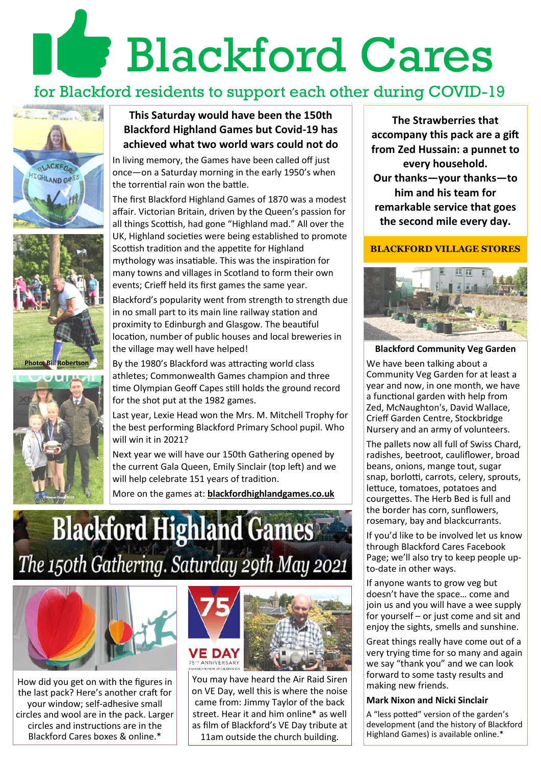# Blackford Cares

## for Blackford residents to support each other during COVID-19

Photo: Bill Robertson

### This Saturday would have been the 150th Blackford Highland Games but Covid-19 has achieved what two world wars could not do

In living memory, the Games have been called off just once—on a Saturday morning in the early 1950's when the torrential rain won the battle.

The first Blackford Highland Games of 1870 was a modest affair. Victorian Britain, driven by the Queen's passion for all things Scottish, had gone "Highland mad." All over the UK, Highland societies were being established to promote Scottish tradition and the appetite for Highland mythology was inspiration. This was the inspiration for many towns and villages in Scotland to form their own events; Crieff held its first games the same year.

Blackford's popularity went from strength to strength due in no small part to its main line railway station and proximity to Edinburgh and Glasgow. The beautiful location, number of public houses and local breweries in the village may well have helped!

By the 1980's Blackford was attracting world class athletes; Commonwealth Games champion and three time Olympian Geoff Capes still holds the ground record for the shot put at the 1982 games.

Last year, Lexie Head won the Mrs. M. Mitchell Trophy for the best performing Blackford Primary School pupil. Who will win it in 2021?

Next year we will have our 150th Gathering opened by the current Gala Queen, Emily Sinclair (top left) and we will help celebrate 151 years of tradition.

More on the games at: **blackfordhighlandgames.co.uk**

## Blackford Highland Games

*The 150th Gathering. Saturday 29th May 2021*

How did you get on with the figures in the last pack? Here's another craft for your window; self-adhesive small circles and wool are in the pack. Larger circles and instructions are in the Blackford Cares boxes & online.*

You may have heard the Air Raid Siren on VE Day, well this is where the noise came from: Jimmy Taylor of the back street. Hear it and him online* as well as film of Blackford's VE Day tribute at 11am outside the church building.

**The Strawberries that accompany this pack are a gift from Zed Hussain: a punnet to every household. Our thanks—your thanks—to him and his team for remarkable service that goes the second mile every day.**

**BLACKFORD VILLAGE STORES**

### Blackford Community Veg Garden

We have been talking about a Community Veg Garden for at least a year and now, in one month, we have a functional garden with help from Zed, McNaughton's, David Wallace, Crieff Garden Centre, Stockbridge Nursery and an army of volunteers.

The pallets now all full of Swiss Chard, radishes, beetroot, cauliflower, broad beans, onions, mange tout, sugar snap, borlotti, carrots, celery, sprouts, lettuce, tomatoes, potatoes and courgettes. The Herb Bed is full and the border has corn, sunflowers, rosemary, bay and blackcurrants.

If you'd like to be involved let us know through Blackford Cares Facebook Page; we'll also try to keep people up-to-date in other ways.

If anyone wants to grow veg but doesn't have the space… come and join us and you will have a wee supply for yourself – or just come and sit and enjoy the sights, smells and sunshine.

Great things really have come out of a very trying time for so many and again we say "thank you" and we can look forward to some tasty results and making new friends.

**Mark Nixon and Nicki Sinclair**

A "less potted" version of the garden's development (and the history of Blackford Highland Games) is available online.*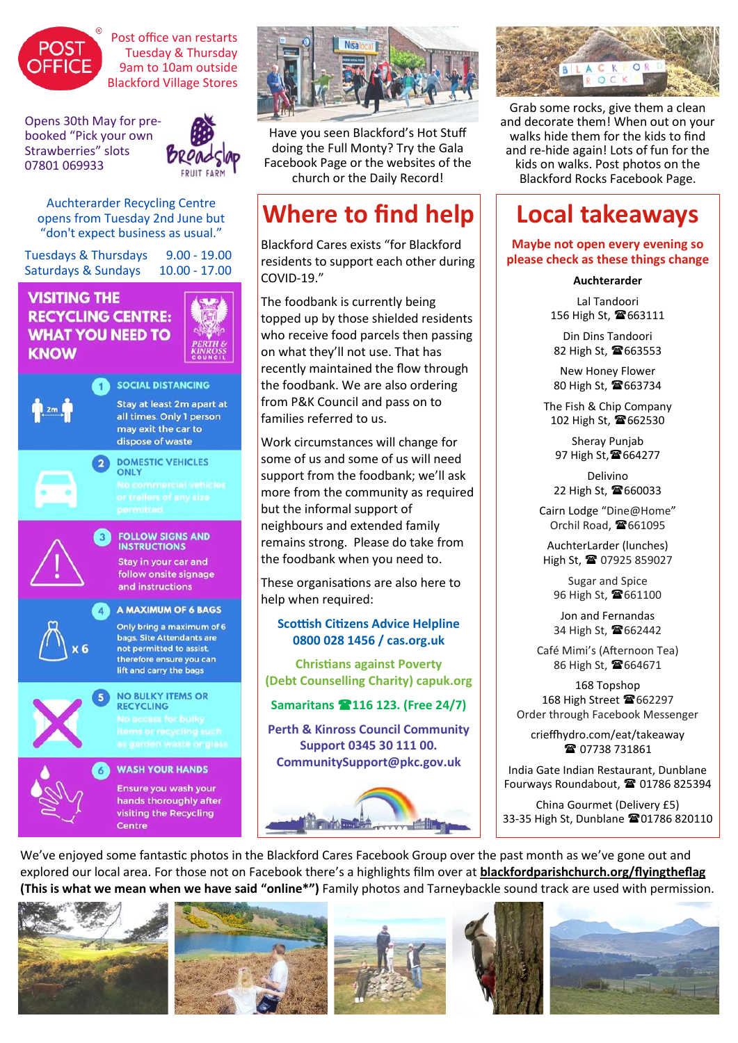Post office van restarts Tuesday & Thursday 9am to 10am outside Blackford Village Stores

Opens 30th May for pre-booked "Pick your own Strawberries" slots 07801 069933

Auchterarder Recycling Centre opens from Tuesday 2nd June but "don't expect business as usual."

| | |
|---|---|
| Tuesdays & Thursdays | 9.00 - 19.00 |
| Saturdays & Sundays | 10.00 - 17.00 |

## VISITING THE RECYCLING CENTRE: WHAT YOU NEED TO KNOW

1. **SOCIAL DISTANCING** – Stay at least 2m apart at all times. Only 1 person may exit the car to dispose of waste
2. **DOMESTIC VEHICLES ONLY** – No commercial vehicles or trailers of any size permitted
3. **FOLLOW SIGNS AND INSTRUCTIONS** – Stay in your car and follow onsite signage and instructions
4. **A MAXIMUM OF 6 BAGS** – Only bring a maximum of 6 bags. Site Attendants are not permitted to assist, therefore ensure you can lift and carry the bags
5. **NO BULKY ITEMS OR RECYCLING** – No access for bulky items or recycling such as garden waste or glass
6. **WASH YOUR HANDS** – Ensure you wash your hands thoroughly after visiting the Recycling Centre

Have you seen Blackford's Hot Stuff doing the Full Monty? Try the Gala Facebook Page or the websites of the church or the Daily Record!

Grab some rocks, give them a clean and decorate them! When out on your walks hide them for the kids to find and re-hide again! Lots of fun for the kids on walks. Post photos on the Blackford Rocks Facebook Page.

# Where to find help

Blackford Cares exists "for Blackford residents to support each other during COVID-19."

The foodbank is currently being topped up by those shielded residents who receive food parcels then passing on what they'll not use. That has recently maintained the flow through the foodbank. We are also ordering from P&K Council and pass on to families referred to us.

Work circumstances will change for some of us and some of us will need support from the foodbank; we'll ask more from the community as required but the informal support of neighbours and extended family remains strong. Please do take from the foodbank when you need to.

These organisations are also here to help when required:

**Scottish Citizens Advice Helpline 0800 028 1456 / cas.org.uk**

**Christians against Poverty (Debt Counselling Charity) capuk.org**

**Samaritans ☎116 123. (Free 24/7)**

**Perth & Kinross Council Community Support 0345 30 111 00. CommunitySupport@pkc.gov.uk**

# Local takeaways

**Maybe not open every evening so please check as these things change**

**Auchterarder**

Lal Tandoori
156 High St, ☎663111

Din Dins Tandoori
82 High St, ☎663553

New Honey Flower
80 High St, ☎663734

The Fish & Chip Company
102 High St, ☎662530

Sheray Punjab
97 High St, ☎664277

Delivino
22 High St, ☎660033

Cairn Lodge "Dine@Home"
Orchil Road, ☎661095

AuchterLarder (lunches)
High St, ☎ 07925 859027

Sugar and Spice
96 High St, ☎661100

Jon and Fernandas
34 High St, ☎662442

Café Mimi's (Afternoon Tea)
86 High St, ☎664671

168 Topshop
168 High Street ☎662297
Order through Facebook Messenger

crieffhydro.com/eat/takeaway
☎ 07738 731861

India Gate Indian Restaurant, Dunblane
Fourways Roundabout, ☎ 01786 825394

China Gourmet (Delivery £5)
33-35 High St, Dunblane ☎01786 820110

We've enjoyed some fantastic photos in the Blackford Cares Facebook Group over the past month as we've gone out and explored our local area. For those not on Facebook there's a highlights film over at **blackfordparishchurch.org/flyingtheflag** **(This is what we mean when we have said "online*")** Family photos and Tarneybackle sound track are used with permission.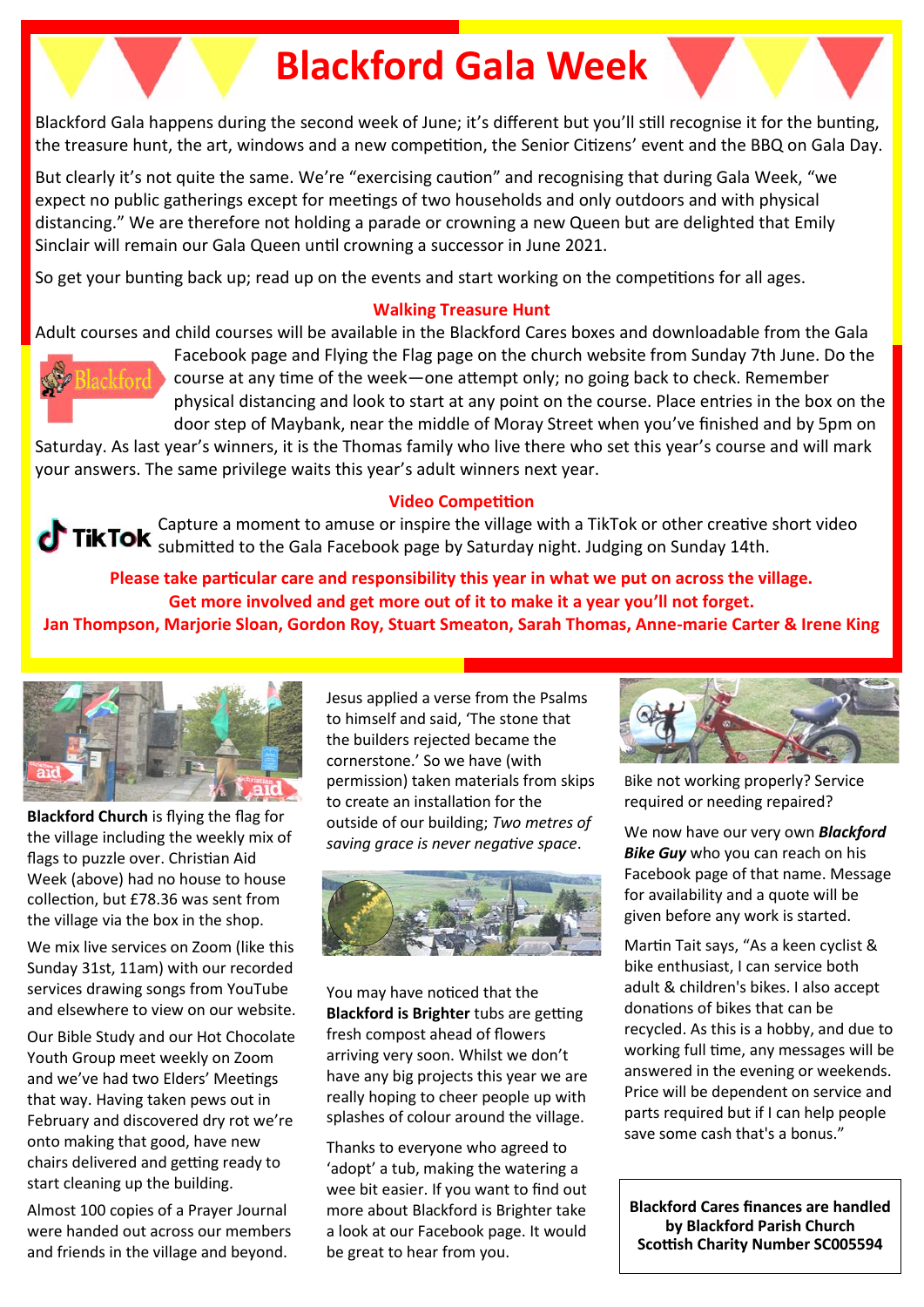# Blackford Gala Week

Blackford Gala happens during the second week of June; it's different but you'll still recognise it for the bunting, the treasure hunt, the art, windows and a new competition, the Senior Citizens' event and the BBQ on Gala Day.

But clearly it's not quite the same. We're "exercising caution" and recognising that during Gala Week, "we expect no public gatherings except for meetings of two households and only outdoors and with physical distancing." We are therefore not holding a parade or crowning a new Queen but are delighted that Emily Sinclair will remain our Gala Queen until crowning a successor in June 2021.

So get your bunting back up; read up on the events and start working on the competitions for all ages.

## Walking Treasure Hunt

Adult courses and child courses will be available in the Blackford Cares boxes and downloadable from the Gala Facebook page and Flying the Flag page on the church website from Sunday 7th June. Do the course at any time of the week—one attempt only; no going back to check. Remember physical distancing and look to start at any point on the course. Place entries in the box on the door step of Maybank, near the middle of Moray Street when you've finished and by 5pm on Saturday. As last year's winners, it is the Thomas family who live there who set this year's course and will mark your answers. The same privilege waits this year's adult winners next year.

## Video Competition

Capture a moment to amuse or inspire the village with a TikTok or other creative short video submitted to the Gala Facebook page by Saturday night. Judging on Sunday 14th.

**Please take particular care and responsibility this year in what we put on across the village.**
**Get more involved and get more out of it to make it a year you'll not forget.**
**Jan Thompson, Marjorie Sloan, Gordon Roy, Stuart Smeaton, Sarah Thomas, Anne-marie Carter & Irene King**

---

**Blackford Church** is flying the flag for the village including the weekly mix of flags to puzzle over. Christian Aid Week (above) had no house to house collection, but £78.36 was sent from the village via the box in the shop.

We mix live services on Zoom (like this Sunday 31st, 11am) with our recorded services drawing songs from YouTube and elsewhere to view on our website.

Our Bible Study and our Hot Chocolate Youth Group meet weekly on Zoom and we've had two Elders' Meetings that way. Having taken pews out in February and discovered dry rot we're onto making that good, have new chairs delivered and getting ready to start cleaning up the building.

Almost 100 copies of a Prayer Journal were handed out across our members and friends in the village and beyond.

Jesus applied a verse from the Psalms to himself and said, 'The stone that the builders rejected became the cornerstone.' So we have (with permission) taken materials from skips to create an installation for the outside of our building; *Two metres of saving grace is never negative space*.

You may have noticed that the **Blackford is Brighter** tubs are getting fresh compost ahead of flowers arriving very soon. Whilst we don't have any big projects this year we are really hoping to cheer people up with splashes of colour around the village.

Thanks to everyone who agreed to 'adopt' a tub, making the watering a wee bit easier. If you want to find out more about Blackford is Brighter take a look at our Facebook page. It would be great to hear from you.

Bike not working properly? Service required or needing repaired?

We now have our very own ***Blackford Bike Guy*** who you can reach on his Facebook page of that name. Message for availability and a quote will be given before any work is started.

Martin Tait says, "As a keen cyclist & bike enthusiast, I can service both adult & children's bikes. I also accept donations of bikes that can be recycled. As this is a hobby, and due to working full time, any messages will be answered in the evening or weekends. Price will be dependent on service and parts required but if I can help people save some cash that's a bonus."

**Blackford Cares finances are handled by Blackford Parish Church Scottish Charity Number SC005594**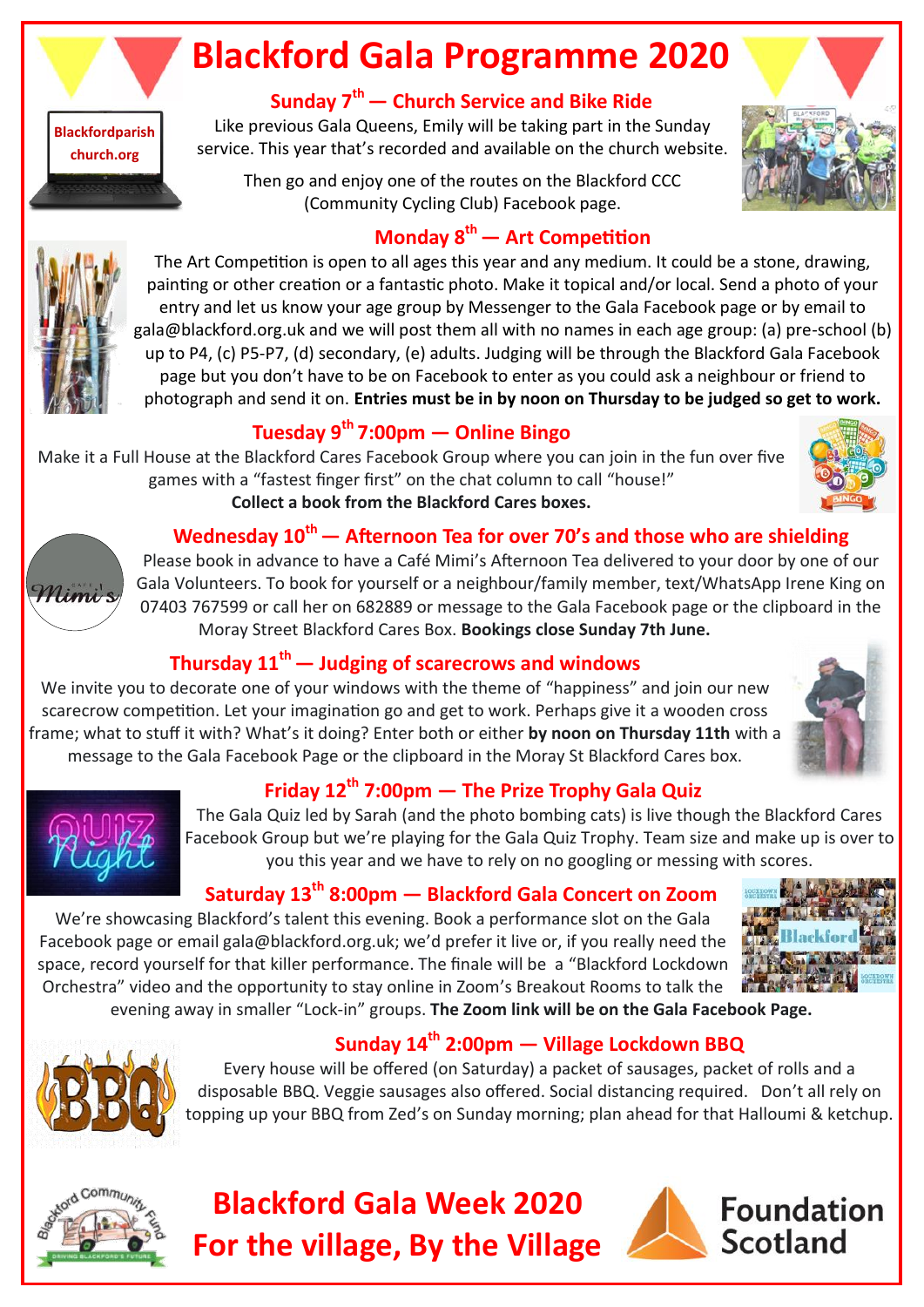# Blackford Gala Programme 2020

Blackfordparish church.org

## Sunday 7th — Church Service and Bike Ride

Like previous Gala Queens, Emily will be taking part in the Sunday service. This year that's recorded and available on the church website.

Then go and enjoy one of the routes on the Blackford CCC (Community Cycling Club) Facebook page.

## Monday 8th — Art Competition

The Art Competition is open to all ages this year and any medium. It could be a stone, drawing, painting or other creation or a fantastic photo. Make it topical and/or local. Send a photo of your entry and let us know your age group by Messenger to the Gala Facebook page or by email to gala@blackford.org.uk and we will post them all with no names in each age group: (a) pre-school (b) up to P4, (c) P5-P7, (d) secondary, (e) adults. Judging will be through the Blackford Gala Facebook page but you don't have to be on Facebook to enter as you could ask a neighbour or friend to photograph and send it on. **Entries must be in by noon on Thursday to be judged so get to work.**

## Tuesday 9th 7:00pm — Online Bingo

Make it a Full House at the Blackford Cares Facebook Group where you can join in the fun over five games with a "fastest finger first" on the chat column to call "house!"
**Collect a book from the Blackford Cares boxes.**

## Wednesday 10th — Afternoon Tea for over 70's and those who are shielding

Please book in advance to have a Café Mimi's Afternoon Tea delivered to your door by one of our Gala Volunteers. To book for yourself or a neighbour/family member, text/WhatsApp Irene King on 07403 767599 or call her on 682889 or message to the Gala Facebook page or the clipboard in the Moray Street Blackford Cares Box. **Bookings close Sunday 7th June.**

## Thursday 11th — Judging of scarecrows and windows

We invite you to decorate one of your windows with the theme of "happiness" and join our new scarecrow competition. Let your imagination go and get to work. Perhaps give it a wooden cross frame; what to stuff it with? What's it doing? Enter both or either **by noon on Thursday 11th** with a message to the Gala Facebook Page or the clipboard in the Moray St Blackford Cares box.

## Friday 12th 7:00pm — The Prize Trophy Gala Quiz

The Gala Quiz led by Sarah (and the photo bombing cats) is live though the Blackford Cares Facebook Group but we're playing for the Gala Quiz Trophy. Team size and make up is over to you this year and we have to rely on no googling or messing with scores.

## Saturday 13th 8:00pm — Blackford Gala Concert on Zoom

We're showcasing Blackford's talent this evening. Book a performance slot on the Gala Facebook page or email gala@blackford.org.uk; we'd prefer it live or, if you really need the space, record yourself for that killer performance. The finale will be a "Blackford Lockdown Orchestra" video and the opportunity to stay online in Zoom's Breakout Rooms to talk the evening away in smaller "Lock-in" groups. **The Zoom link will be on the Gala Facebook Page.**

## Sunday 14th 2:00pm — Village Lockdown BBQ

Every house will be offered (on Saturday) a packet of sausages, packet of rolls and a disposable BBQ. Veggie sausages also offered. Social distancing required. Don't all rely on topping up your BBQ from Zed's on Sunday morning; plan ahead for that Halloumi & ketchup.

# Blackford Gala Week 2020
# For the village, By the Village

Foundation Scotland